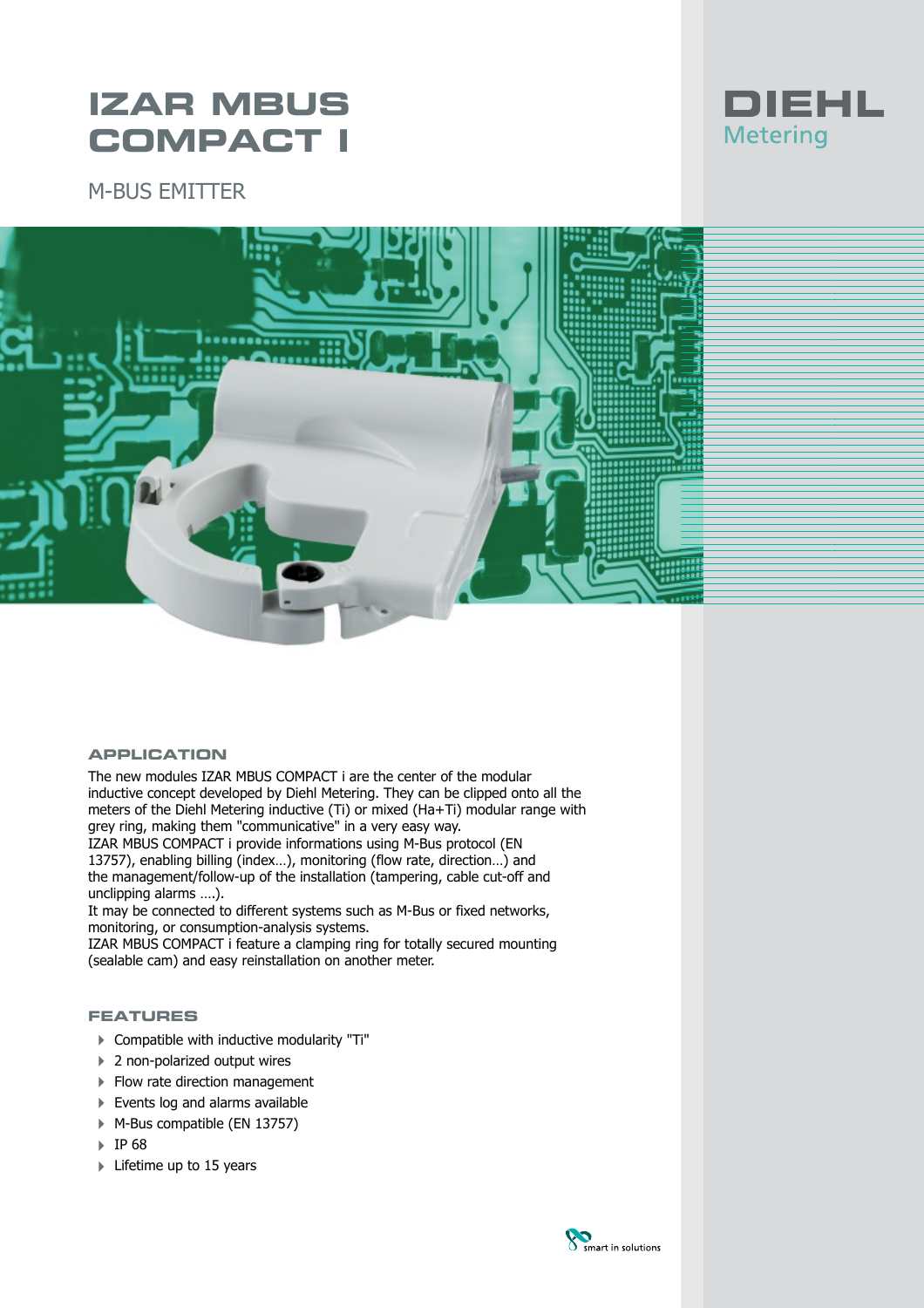# IZAR MBUS COMPACT I

DIEHL Metering

## M-BUS EMITTER

### APPLICATION

The new modules IZAR MBUS COMPACT i are the center of the modular inductive concept developed by Diehl Metering. They can be clipped onto all the meters of the Diehl Metering inductive (Ti) or mixed (Ha+Ti) modular range with grey ring, making them "communicative" in a very easy way.
IZAR MBUS COMPACT i provide informations using M-Bus protocol (EN 13757), enabling billing (index…), monitoring (flow rate, direction…) and the management/follow-up of the installation (tampering, cable cut-off and unclipping alarms ….).
It may be connected to different systems such as M-Bus or fixed networks, monitoring, or consumption-analysis systems.
IZAR MBUS COMPACT i feature a clamping ring for totally secured mounting (sealable cam) and easy reinstallation on another meter.

### FEATURES

- Compatible with inductive modularity "Ti"
- 2 non-polarized output wires
- Flow rate direction management
- Events log and alarms available
- M-Bus compatible (EN 13757)
- IP 68
- Lifetime up to 15 years

smart in solutions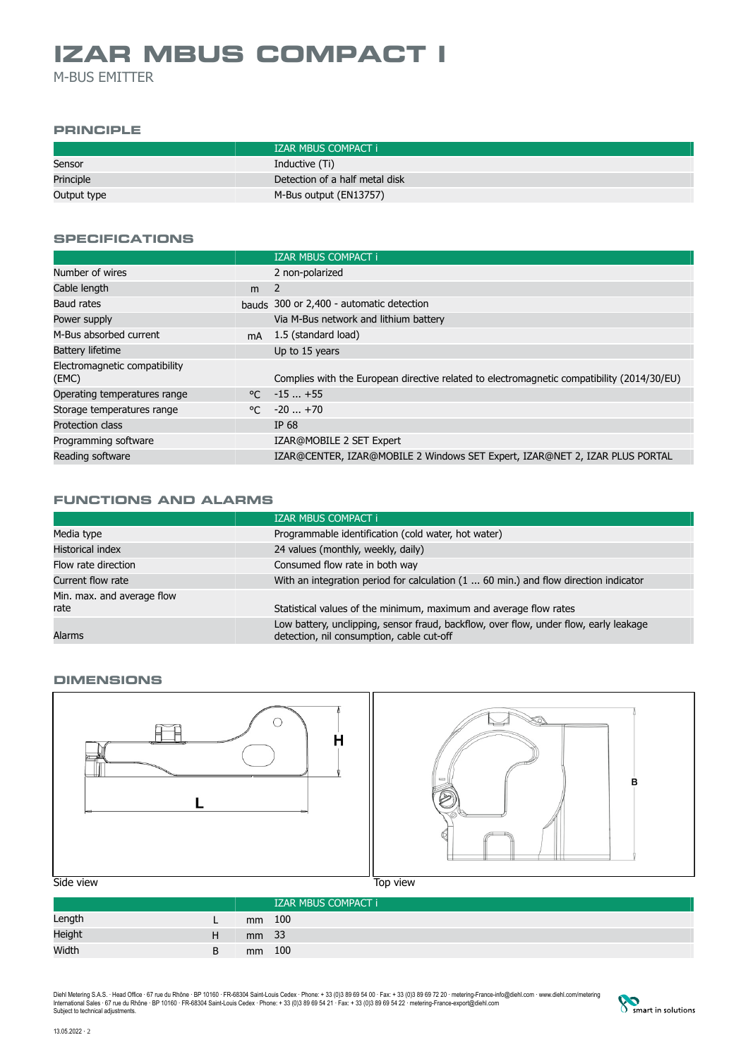# IZAR MBUS COMPACT I

M-BUS EMITTER

## PRINCIPLE

| | IZAR MBUS COMPACT i |
|---|---|
| Sensor | Inductive (Ti) |
| Principle | Detection of a half metal disk |
| Output type | M-Bus output (EN13757) |

## SPECIFICATIONS

| | | IZAR MBUS COMPACT i |
|---|---|---|
| Number of wires | | 2 non-polarized |
| Cable length | m | 2 |
| Baud rates | bauds | 300 or 2,400 - automatic detection |
| Power supply | | Via M-Bus network and lithium battery |
| M-Bus absorbed current | mA | 1.5 (standard load) |
| Battery lifetime | | Up to 15 years |
| Electromagnetic compatibility (EMC) | | Complies with the European directive related to electromagnetic compatibility (2014/30/EU) |
| Operating temperatures range | °C | -15 ... +55 |
| Storage temperatures range | °C | -20 ... +70 |
| Protection class | | IP 68 |
| Programming software | | IZAR@MOBILE 2 SET Expert |
| Reading software | | IZAR@CENTER, IZAR@MOBILE 2 Windows SET Expert, IZAR@NET 2, IZAR PLUS PORTAL |

## FUNCTIONS AND ALARMS

| | IZAR MBUS COMPACT i |
|---|---|
| Media type | Programmable identification (cold water, hot water) |
| Historical index | 24 values (monthly, weekly, daily) |
| Flow rate direction | Consumed flow rate in both way |
| Current flow rate | With an integration period for calculation (1 ... 60 min.) and flow direction indicator |
| Min. max. and average flow rate | Statistical values of the minimum, maximum and average flow rates |
| Alarms | Low battery, unclipping, sensor fraud, backflow, over flow, under flow, early leakage detection, nil consumption, cable cut-off |

## DIMENSIONS

H

L

Side view

B

Top view

| | | | IZAR MBUS COMPACT i |
|---|---|---|---|
| Length | L | mm | 100 |
| Height | H | mm | 33 |
| Width | B | mm | 100 |

Diehl Metering S.A.S. · Head Office · 67 rue du Rhône · BP 10160 · FR-68304 Saint-Louis Cedex · Phone: + 33 (0)3 89 69 54 00 · Fax: + 33 (0)3 89 69 72 20 · metering-France-info@diehl.com · www.diehl.com/metering
International Sales · 67 rue du Rhône · BP 10160 · FR-68304 Saint-Louis Cedex · Phone: + 33 (0)3 89 69 54 21 · Fax: + 33 (0)3 89 69 54 22 · metering-France-export@diehl.com
Subject to technical adjustments.

smart in solutions

13.05.2022